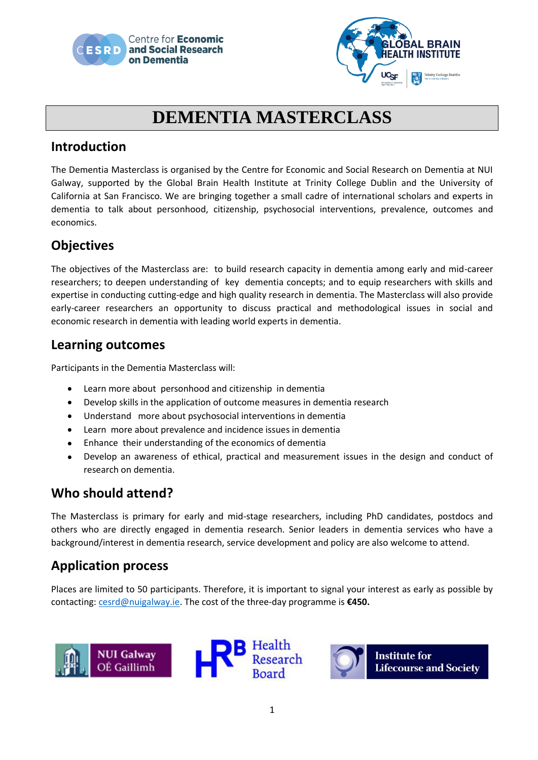# DEMENTIA MASTERCLASS

## Introduction

The Dementia Masterclass is organised by the Centre for Economic and Social Research on Dementia at NUI Galway, supported by the Global Brain Health Institute at Trinity College Dublin and the University of California at San Francisco. We are bringing together a small cadre of international scholars and experts in dementia to talk about personhood, citizenship, psychosocial interventions, prevalence, outcomes and economics.

## Objectives

The objectives of the Masterclass are: to build research capacity in dementia among early and mid-career researchers; to deepen understanding of key dementia concepts; and to equip researchers with skills and expertise in conducting cutting-edge and high quality research in dementia. The Masterclass will also provide early-career researchers an opportunity to discuss practical and methodological issues in social and economic research in dementia with leading world experts in dementia.

## Learning outcomes

Participants in the Dementia Masterclass will:

- Learn more about personhood and citizenship in dementia
- Develop skills in the application of outcome measures in dementia research
- Understand more about psychosocial interventions in dementia
- Learn more about prevalence and incidence issues in dementia
- Enhance their understanding of the economics of dementia
- Develop an awareness of ethical, practical and measurement issues in the design and conduct of research on dementia.

## Who should attend?

The Masterclass is primary for early and mid-stage researchers, including PhD candidates, postdocs and others who are directly engaged in dementia research. Senior leaders in dementia services who have a background/interest in dementia research, service development and policy are also welcome to attend.

## Application process

Places are limited to 50 participants. Therefore, it is important to signal your interest as early as possible by contacting: cesrd@nuigalway.ie. The cost of the three-day programme is **€450.**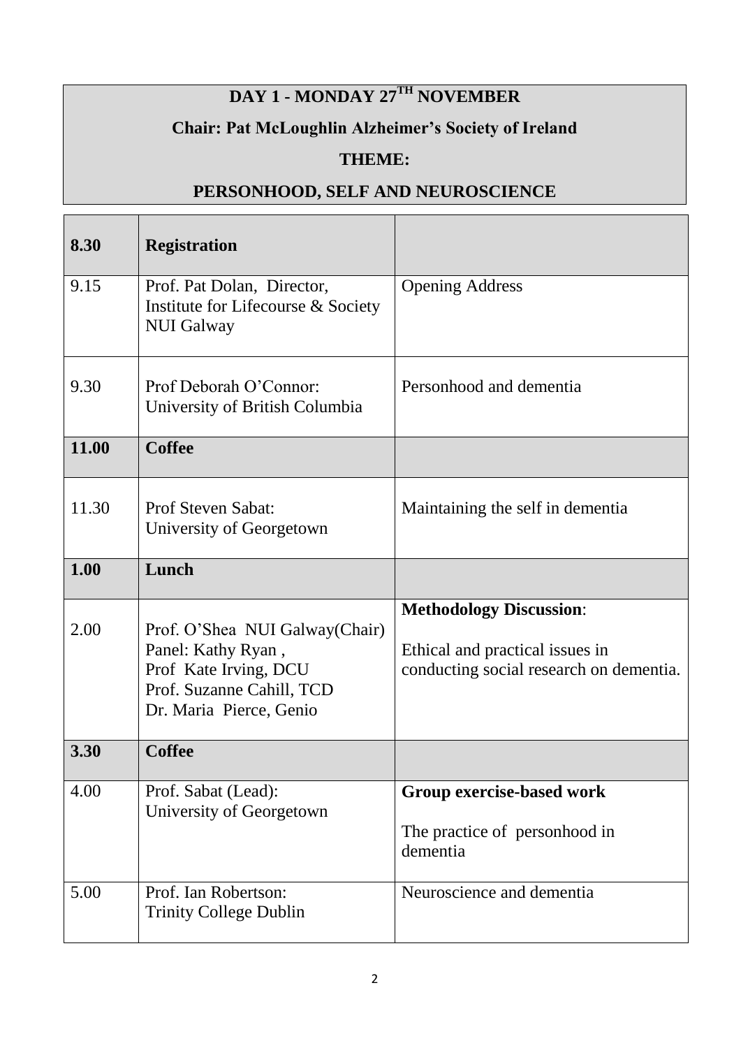# DAY 1 - MONDAY 27TH NOVEMBER

## Chair: Pat McLoughlin Alzheimer's Society of Ireland

## THEME:

## PERSONHOOD, SELF AND NEUROSCIENCE

| **8.30** | **Registration** | |
|---|---|---|
| 9.15 | Prof. Pat Dolan, Director, Institute for Lifecourse & Society NUI Galway | Opening Address |
| 9.30 | Prof Deborah O'Connor: University of British Columbia | Personhood and dementia |
| **11.00** | **Coffee** | |
| 11.30 | Prof Steven Sabat: University of Georgetown | Maintaining the self in dementia |
| **1.00** | **Lunch** | |
| 2.00 | Prof. O'Shea NUI Galway(Chair) Panel: Kathy Ryan , Prof Kate Irving, DCU Prof. Suzanne Cahill, TCD Dr. Maria Pierce, Genio | **Methodology Discussion**: Ethical and practical issues in conducting social research on dementia. |
| **3.30** | **Coffee** | |
| 4.00 | Prof. Sabat (Lead): University of Georgetown | **Group exercise-based work** The practice of personhood in dementia |
| 5.00 | Prof. Ian Robertson: Trinity College Dublin | Neuroscience and dementia |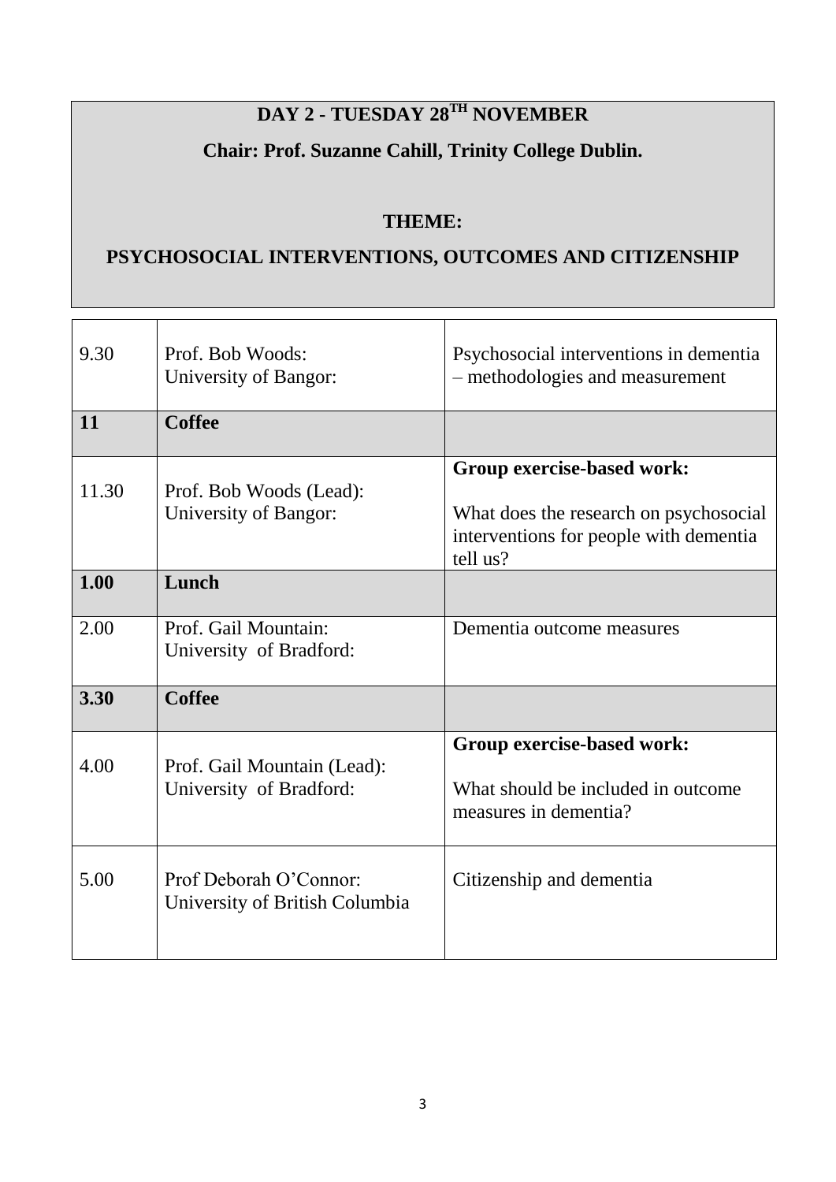# DAY 2 - TUESDAY 28[TH] NOVEMBER

**Chair: Prof. Suzanne Cahill, Trinity College Dublin.**

**THEME:**

**PSYCHOSOCIAL INTERVENTIONS, OUTCOMES AND CITIZENSHIP**

| | | |
|---|---|---|
| 9.30 | Prof. Bob Woods: University of Bangor: | Psychosocial interventions in dementia – methodologies and measurement |
| **11** | **Coffee** | |
| 11.30 | Prof. Bob Woods (Lead): University of Bangor: | **Group exercise-based work:** What does the research on psychosocial interventions for people with dementia tell us? |
| **1.00** | **Lunch** | |
| 2.00 | Prof. Gail Mountain: University of Bradford: | Dementia outcome measures |
| **3.30** | **Coffee** | |
| 4.00 | Prof. Gail Mountain (Lead): University of Bradford: | **Group exercise-based work:** What should be included in outcome measures in dementia? |
| 5.00 | Prof Deborah O'Connor: University of British Columbia | Citizenship and dementia |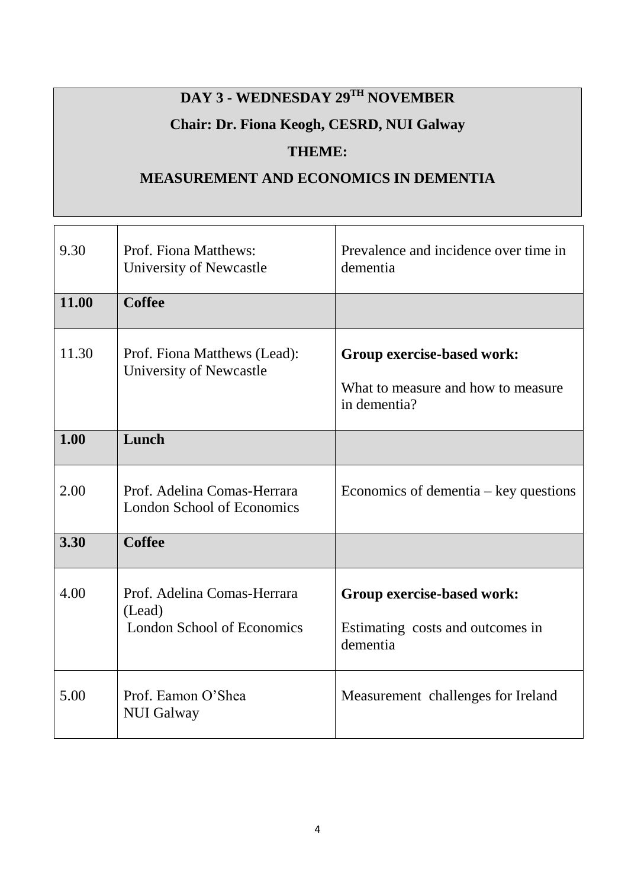## DAY 3 - WEDNESDAY 29TH NOVEMBER

**Chair: Dr. Fiona Keogh, CESRD, NUI Galway**

**THEME:**

**MEASUREMENT AND ECONOMICS IN DEMENTIA**

| | | |
|---|---|---|
| 9.30 | Prof. Fiona Matthews: University of Newcastle | Prevalence and incidence over time in dementia |
| **11.00** | **Coffee** | |
| 11.30 | Prof. Fiona Matthews (Lead): University of Newcastle | **Group exercise-based work:** What to measure and how to measure in dementia? |
| **1.00** | **Lunch** | |
| 2.00 | Prof. Adelina Comas-Herrara London School of Economics | Economics of dementia – key questions |
| **3.30** | **Coffee** | |
| 4.00 | Prof. Adelina Comas-Herrara (Lead) London School of Economics | **Group exercise-based work:** Estimating costs and outcomes in dementia |
| 5.00 | Prof. Eamon O'Shea NUI Galway | Measurement challenges for Ireland |